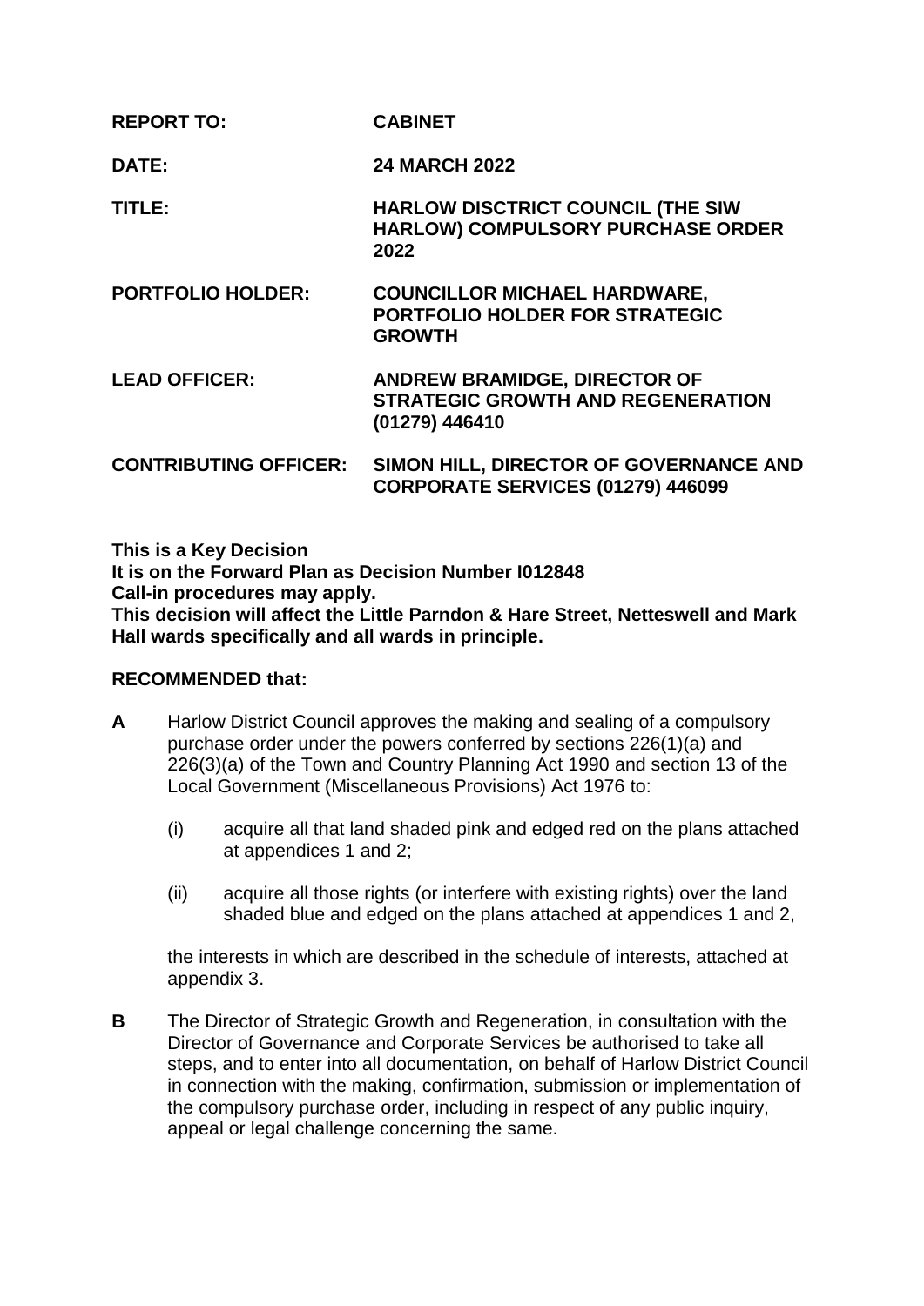**REPORT TO:** **CABINET**

**DATE:** **24 MARCH 2022**

**TITLE:** **HARLOW DISCTRICT COUNCIL (THE SIW HARLOW) COMPULSORY PURCHASE ORDER 2022**

**PORTFOLIO HOLDER:** **COUNCILLOR MICHAEL HARDWARE, PORTFOLIO HOLDER FOR STRATEGIC GROWTH**

**LEAD OFFICER:** **ANDREW BRAMIDGE, DIRECTOR OF STRATEGIC GROWTH AND REGENERATION (01279) 446410**

**CONTRIBUTING OFFICER:** **SIMON HILL, DIRECTOR OF GOVERNANCE AND CORPORATE SERVICES (01279) 446099**

**This is a Key Decision**
**It is on the Forward Plan as Decision Number I012848**
**Call-in procedures may apply.**
**This decision will affect the Little Parndon & Hare Street, Netteswell and Mark Hall wards specifically and all wards in principle.**

**RECOMMENDED that:**

**A** Harlow District Council approves the making and sealing of a compulsory purchase order under the powers conferred by sections 226(1)(a) and 226(3)(a) of the Town and Country Planning Act 1990 and section 13 of the Local Government (Miscellaneous Provisions) Act 1976 to:

(i) acquire all that land shaded pink and edged red on the plans attached at appendices 1 and 2;

(ii) acquire all those rights (or interfere with existing rights) over the land shaded blue and edged on the plans attached at appendices 1 and 2,

the interests in which are described in the schedule of interests, attached at appendix 3.

**B** The Director of Strategic Growth and Regeneration, in consultation with the Director of Governance and Corporate Services be authorised to take all steps, and to enter into all documentation, on behalf of Harlow District Council in connection with the making, confirmation, submission or implementation of the compulsory purchase order, including in respect of any public inquiry, appeal or legal challenge concerning the same.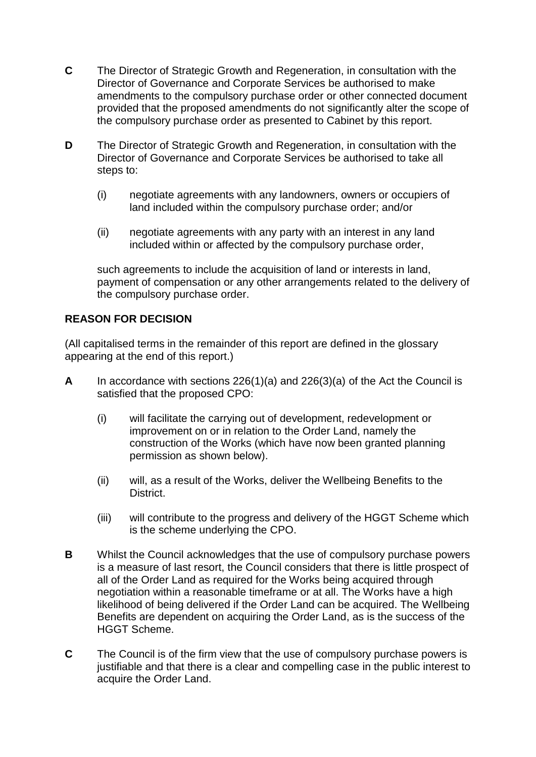**C** The Director of Strategic Growth and Regeneration, in consultation with the Director of Governance and Corporate Services be authorised to make amendments to the compulsory purchase order or other connected document provided that the proposed amendments do not significantly alter the scope of the compulsory purchase order as presented to Cabinet by this report.

**D** The Director of Strategic Growth and Regeneration, in consultation with the Director of Governance and Corporate Services be authorised to take all steps to:

(i) negotiate agreements with any landowners, owners or occupiers of land included within the compulsory purchase order; and/or

(ii) negotiate agreements with any party with an interest in any land included within or affected by the compulsory purchase order,

such agreements to include the acquisition of land or interests in land, payment of compensation or any other arrangements related to the delivery of the compulsory purchase order.

## REASON FOR DECISION

(All capitalised terms in the remainder of this report are defined in the glossary appearing at the end of this report.)

**A** In accordance with sections 226(1)(a) and 226(3)(a) of the Act the Council is satisfied that the proposed CPO:

(i) will facilitate the carrying out of development, redevelopment or improvement on or in relation to the Order Land, namely the construction of the Works (which have now been granted planning permission as shown below).

(ii) will, as a result of the Works, deliver the Wellbeing Benefits to the District.

(iii) will contribute to the progress and delivery of the HGGT Scheme which is the scheme underlying the CPO.

**B** Whilst the Council acknowledges that the use of compulsory purchase powers is a measure of last resort, the Council considers that there is little prospect of all of the Order Land as required for the Works being acquired through negotiation within a reasonable timeframe or at all. The Works have a high likelihood of being delivered if the Order Land can be acquired. The Wellbeing Benefits are dependent on acquiring the Order Land, as is the success of the HGGT Scheme.

**C** The Council is of the firm view that the use of compulsory purchase powers is justifiable and that there is a clear and compelling case in the public interest to acquire the Order Land.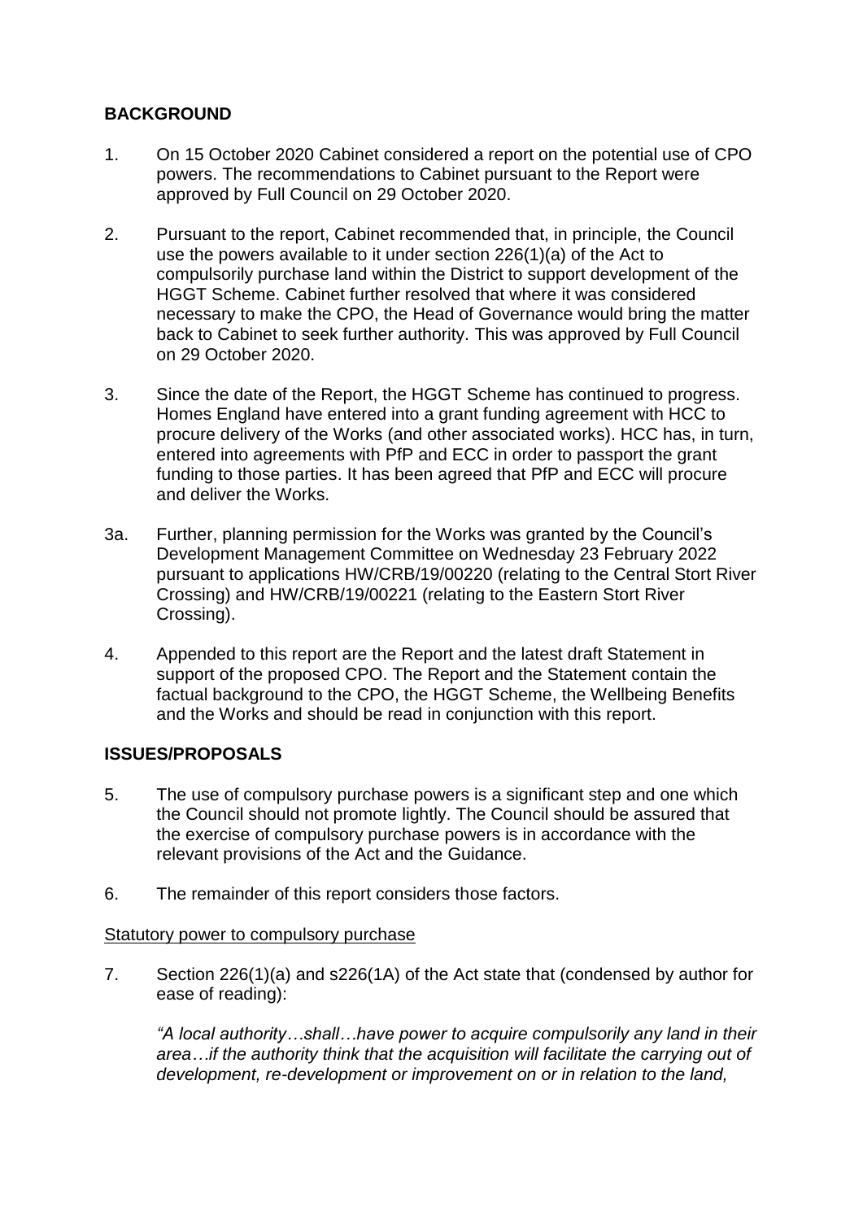## BACKGROUND

1. On 15 October 2020 Cabinet considered a report on the potential use of CPO powers. The recommendations to Cabinet pursuant to the Report were approved by Full Council on 29 October 2020.

2. Pursuant to the report, Cabinet recommended that, in principle, the Council use the powers available to it under section 226(1)(a) of the Act to compulsorily purchase land within the District to support development of the HGGT Scheme. Cabinet further resolved that where it was considered necessary to make the CPO, the Head of Governance would bring the matter back to Cabinet to seek further authority. This was approved by Full Council on 29 October 2020.

3. Since the date of the Report, the HGGT Scheme has continued to progress. Homes England have entered into a grant funding agreement with HCC to procure delivery of the Works (and other associated works). HCC has, in turn, entered into agreements with PfP and ECC in order to passport the grant funding to those parties. It has been agreed that PfP and ECC will procure and deliver the Works.

3a. Further, planning permission for the Works was granted by the Council's Development Management Committee on Wednesday 23 February 2022 pursuant to applications HW/CRB/19/00220 (relating to the Central Stort River Crossing) and HW/CRB/19/00221 (relating to the Eastern Stort River Crossing).

4. Appended to this report are the Report and the latest draft Statement in support of the proposed CPO. The Report and the Statement contain the factual background to the CPO, the HGGT Scheme, the Wellbeing Benefits and the Works and should be read in conjunction with this report.

## ISSUES/PROPOSALS

5. The use of compulsory purchase powers is a significant step and one which the Council should not promote lightly. The Council should be assured that the exercise of compulsory purchase powers is in accordance with the relevant provisions of the Act and the Guidance.

6. The remainder of this report considers those factors.

### Statutory power to compulsory purchase

7. Section 226(1)(a) and s226(1A) of the Act state that (condensed by author for ease of reading):

   *"A local authority…shall…have power to acquire compulsorily any land in their area…if the authority think that the acquisition will facilitate the carrying out of development, re-development or improvement on or in relation to the land,*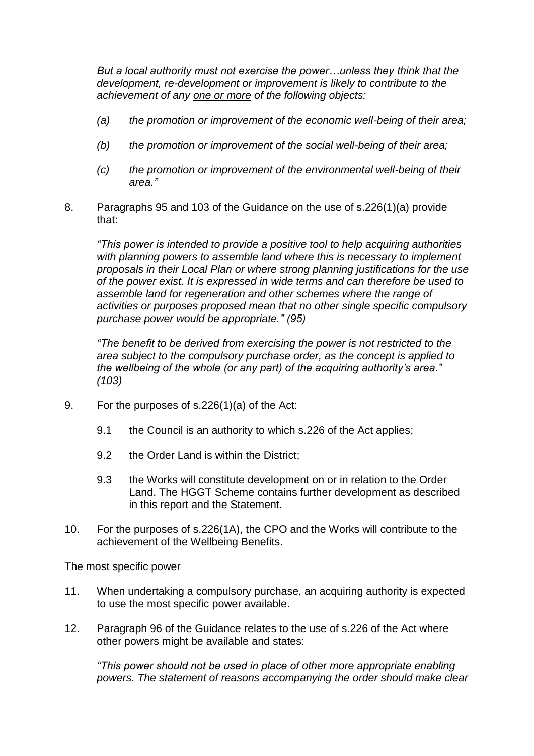*But a local authority must not exercise the power…unless they think that the development, re-development or improvement is likely to contribute to the achievement of any one or more of the following objects:*

- *(a) the promotion or improvement of the economic well-being of their area;*
- *(b) the promotion or improvement of the social well-being of their area;*
- *(c) the promotion or improvement of the environmental well-being of their area."*

8. Paragraphs 95 and 103 of the Guidance on the use of s.226(1)(a) provide that:

   *"This power is intended to provide a positive tool to help acquiring authorities with planning powers to assemble land where this is necessary to implement proposals in their Local Plan or where strong planning justifications for the use of the power exist. It is expressed in wide terms and can therefore be used to assemble land for regeneration and other schemes where the range of activities or purposes proposed mean that no other single specific compulsory purchase power would be appropriate." (95)*

   *"The benefit to be derived from exercising the power is not restricted to the area subject to the compulsory purchase order, as the concept is applied to the wellbeing of the whole (or any part) of the acquiring authority's area." (103)*

9. For the purposes of s.226(1)(a) of the Act:

   9.1 the Council is an authority to which s.226 of the Act applies;

   9.2 the Order Land is within the District;

   9.3 the Works will constitute development on or in relation to the Order Land. The HGGT Scheme contains further development as described in this report and the Statement.

10. For the purposes of s.226(1A), the CPO and the Works will contribute to the achievement of the Wellbeing Benefits.

The most specific power

11. When undertaking a compulsory purchase, an acquiring authority is expected to use the most specific power available.

12. Paragraph 96 of the Guidance relates to the use of s.226 of the Act where other powers might be available and states:

    *"This power should not be used in place of other more appropriate enabling powers. The statement of reasons accompanying the order should make clear*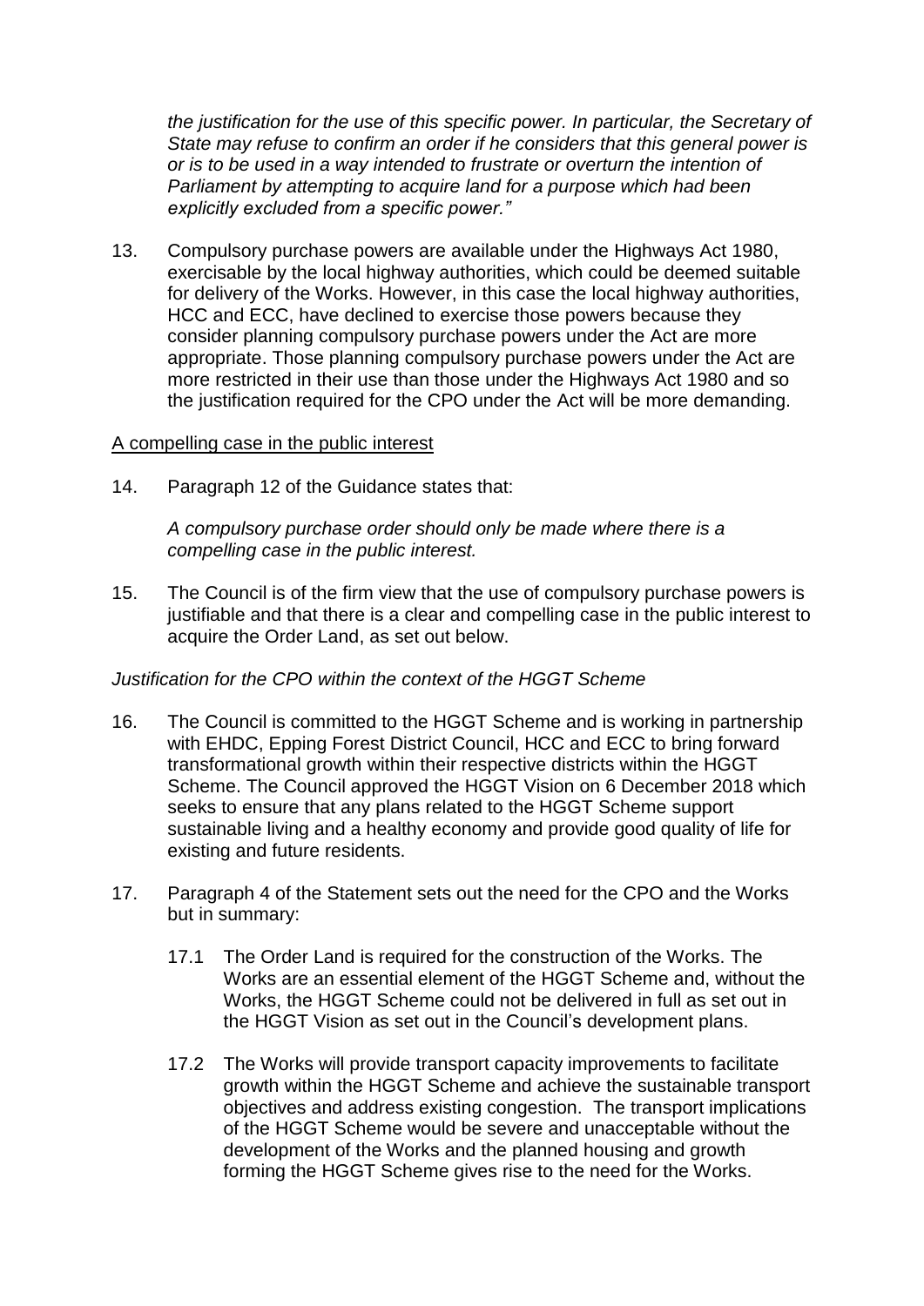*the justification for the use of this specific power. In particular, the Secretary of State may refuse to confirm an order if he considers that this general power is or is to be used in a way intended to frustrate or overturn the intention of Parliament by attempting to acquire land for a purpose which had been explicitly excluded from a specific power."*

13. Compulsory purchase powers are available under the Highways Act 1980, exercisable by the local highway authorities, which could be deemed suitable for delivery of the Works. However, in this case the local highway authorities, HCC and ECC, have declined to exercise those powers because they consider planning compulsory purchase powers under the Act are more appropriate. Those planning compulsory purchase powers under the Act are more restricted in their use than those under the Highways Act 1980 and so the justification required for the CPO under the Act will be more demanding.

<u>A compelling case in the public interest</u>

14. Paragraph 12 of the Guidance states that:

    *A compulsory purchase order should only be made where there is a compelling case in the public interest.*

15. The Council is of the firm view that the use of compulsory purchase powers is justifiable and that there is a clear and compelling case in the public interest to acquire the Order Land, as set out below.

*Justification for the CPO within the context of the HGGT Scheme*

16. The Council is committed to the HGGT Scheme and is working in partnership with EHDC, Epping Forest District Council, HCC and ECC to bring forward transformational growth within their respective districts within the HGGT Scheme. The Council approved the HGGT Vision on 6 December 2018 which seeks to ensure that any plans related to the HGGT Scheme support sustainable living and a healthy economy and provide good quality of life for existing and future residents.

17. Paragraph 4 of the Statement sets out the need for the CPO and the Works but in summary:

    17.1 The Order Land is required for the construction of the Works. The Works are an essential element of the HGGT Scheme and, without the Works, the HGGT Scheme could not be delivered in full as set out in the HGGT Vision as set out in the Council's development plans.

    17.2 The Works will provide transport capacity improvements to facilitate growth within the HGGT Scheme and achieve the sustainable transport objectives and address existing congestion. The transport implications of the HGGT Scheme would be severe and unacceptable without the development of the Works and the planned housing and growth forming the HGGT Scheme gives rise to the need for the Works.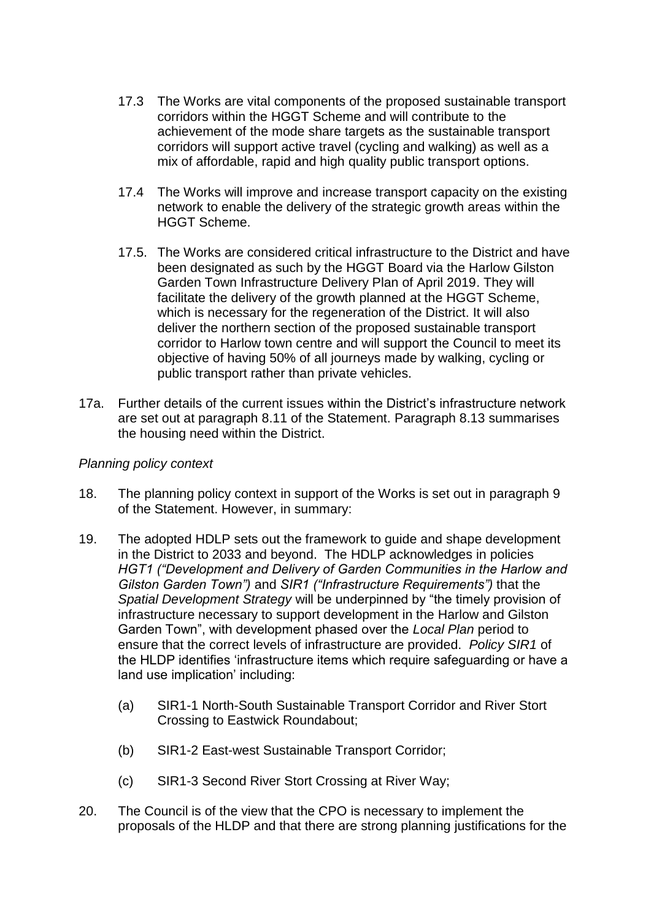17.3 The Works are vital components of the proposed sustainable transport corridors within the HGGT Scheme and will contribute to the achievement of the mode share targets as the sustainable transport corridors will support active travel (cycling and walking) as well as a mix of affordable, rapid and high quality public transport options.

17.4 The Works will improve and increase transport capacity on the existing network to enable the delivery of the strategic growth areas within the HGGT Scheme.

17.5. The Works are considered critical infrastructure to the District and have been designated as such by the HGGT Board via the Harlow Gilston Garden Town Infrastructure Delivery Plan of April 2019. They will facilitate the delivery of the growth planned at the HGGT Scheme, which is necessary for the regeneration of the District. It will also deliver the northern section of the proposed sustainable transport corridor to Harlow town centre and will support the Council to meet its objective of having 50% of all journeys made by walking, cycling or public transport rather than private vehicles.

17a. Further details of the current issues within the District's infrastructure network are set out at paragraph 8.11 of the Statement. Paragraph 8.13 summarises the housing need within the District.

*Planning policy context*

18. The planning policy context in support of the Works is set out in paragraph 9 of the Statement. However, in summary:

19. The adopted HDLP sets out the framework to guide and shape development in the District to 2033 and beyond. The HDLP acknowledges in policies *HGT1 ("Development and Delivery of Garden Communities in the Harlow and Gilston Garden Town")* and *SIR1 ("Infrastructure Requirements")* that the *Spatial Development Strategy* will be underpinned by "the timely provision of infrastructure necessary to support development in the Harlow and Gilston Garden Town", with development phased over the *Local Plan* period to ensure that the correct levels of infrastructure are provided. *Policy SIR1* of the HLDP identifies 'infrastructure items which require safeguarding or have a land use implication' including:

(a) SIR1-1 North-South Sustainable Transport Corridor and River Stort Crossing to Eastwick Roundabout;

(b) SIR1-2 East-west Sustainable Transport Corridor;

(c) SIR1-3 Second River Stort Crossing at River Way;

20. The Council is of the view that the CPO is necessary to implement the proposals of the HLDP and that there are strong planning justifications for the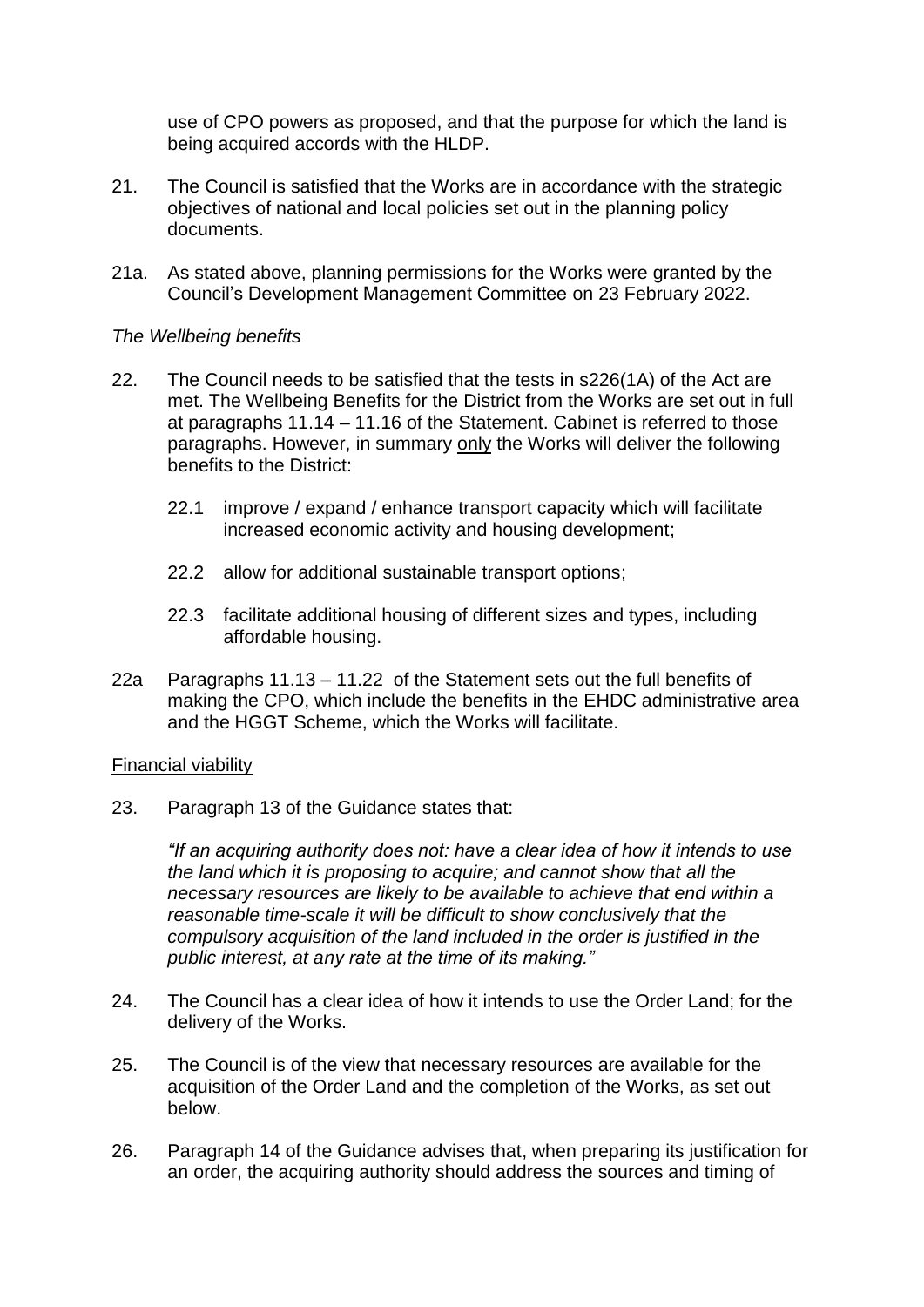use of CPO powers as proposed, and that the purpose for which the land is being acquired accords with the HLDP.

21. The Council is satisfied that the Works are in accordance with the strategic objectives of national and local policies set out in the planning policy documents.

21a. As stated above, planning permissions for the Works were granted by the Council's Development Management Committee on 23 February 2022.

*The Wellbeing benefits*

22. The Council needs to be satisfied that the tests in s226(1A) of the Act are met. The Wellbeing Benefits for the District from the Works are set out in full at paragraphs 11.14 – 11.16 of the Statement. Cabinet is referred to those paragraphs. However, in summary <u>only</u> the Works will deliver the following benefits to the District:

    22.1 improve / expand / enhance transport capacity which will facilitate increased economic activity and housing development;

    22.2 allow for additional sustainable transport options;

    22.3 facilitate additional housing of different sizes and types, including affordable housing.

22a Paragraphs 11.13 – 11.22 of the Statement sets out the full benefits of making the CPO, which include the benefits in the EHDC administrative area and the HGGT Scheme, which the Works will facilitate.

<u>Financial viability</u>

23. Paragraph 13 of the Guidance states that:

    *"If an acquiring authority does not: have a clear idea of how it intends to use the land which it is proposing to acquire; and cannot show that all the necessary resources are likely to be available to achieve that end within a reasonable time-scale it will be difficult to show conclusively that the compulsory acquisition of the land included in the order is justified in the public interest, at any rate at the time of its making."*

24. The Council has a clear idea of how it intends to use the Order Land; for the delivery of the Works.

25. The Council is of the view that necessary resources are available for the acquisition of the Order Land and the completion of the Works, as set out below.

26. Paragraph 14 of the Guidance advises that, when preparing its justification for an order, the acquiring authority should address the sources and timing of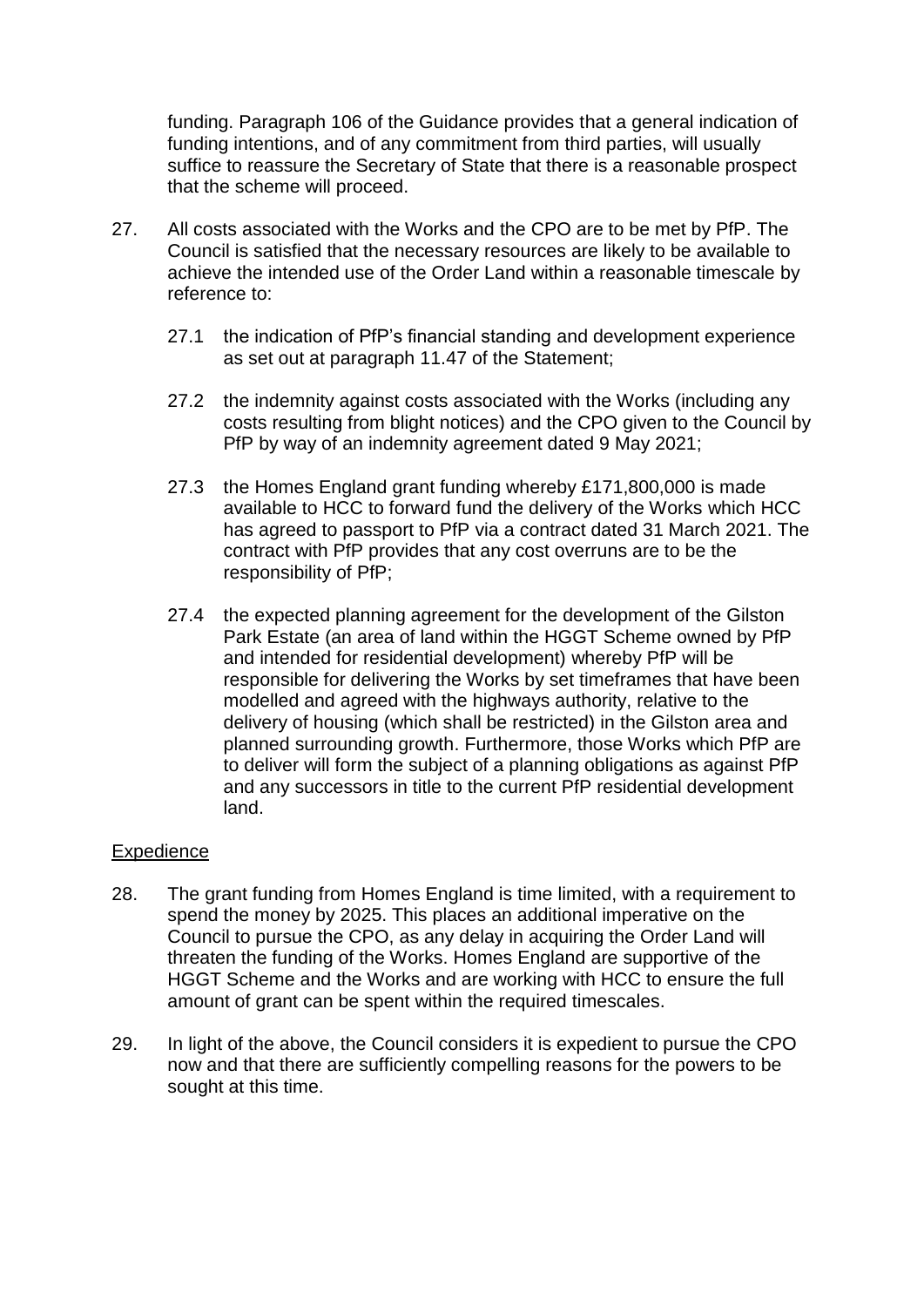funding. Paragraph 106 of the Guidance provides that a general indication of funding intentions, and of any commitment from third parties, will usually suffice to reassure the Secretary of State that there is a reasonable prospect that the scheme will proceed.

27. All costs associated with the Works and the CPO are to be met by PfP. The Council is satisfied that the necessary resources are likely to be available to achieve the intended use of the Order Land within a reasonable timescale by reference to:

    27.1 the indication of PfP's financial standing and development experience as set out at paragraph 11.47 of the Statement;

    27.2 the indemnity against costs associated with the Works (including any costs resulting from blight notices) and the CPO given to the Council by PfP by way of an indemnity agreement dated 9 May 2021;

    27.3 the Homes England grant funding whereby £171,800,000 is made available to HCC to forward fund the delivery of the Works which HCC has agreed to passport to PfP via a contract dated 31 March 2021. The contract with PfP provides that any cost overruns are to be the responsibility of PfP;

    27.4 the expected planning agreement for the development of the Gilston Park Estate (an area of land within the HGGT Scheme owned by PfP and intended for residential development) whereby PfP will be responsible for delivering the Works by set timeframes that have been modelled and agreed with the highways authority, relative to the delivery of housing (which shall be restricted) in the Gilston area and planned surrounding growth. Furthermore, those Works which PfP are to deliver will form the subject of a planning obligations as against PfP and any successors in title to the current PfP residential development land.

<u>Expedience</u>

28. The grant funding from Homes England is time limited, with a requirement to spend the money by 2025. This places an additional imperative on the Council to pursue the CPO, as any delay in acquiring the Order Land will threaten the funding of the Works. Homes England are supportive of the HGGT Scheme and the Works and are working with HCC to ensure the full amount of grant can be spent within the required timescales.

29. In light of the above, the Council considers it is expedient to pursue the CPO now and that there are sufficiently compelling reasons for the powers to be sought at this time.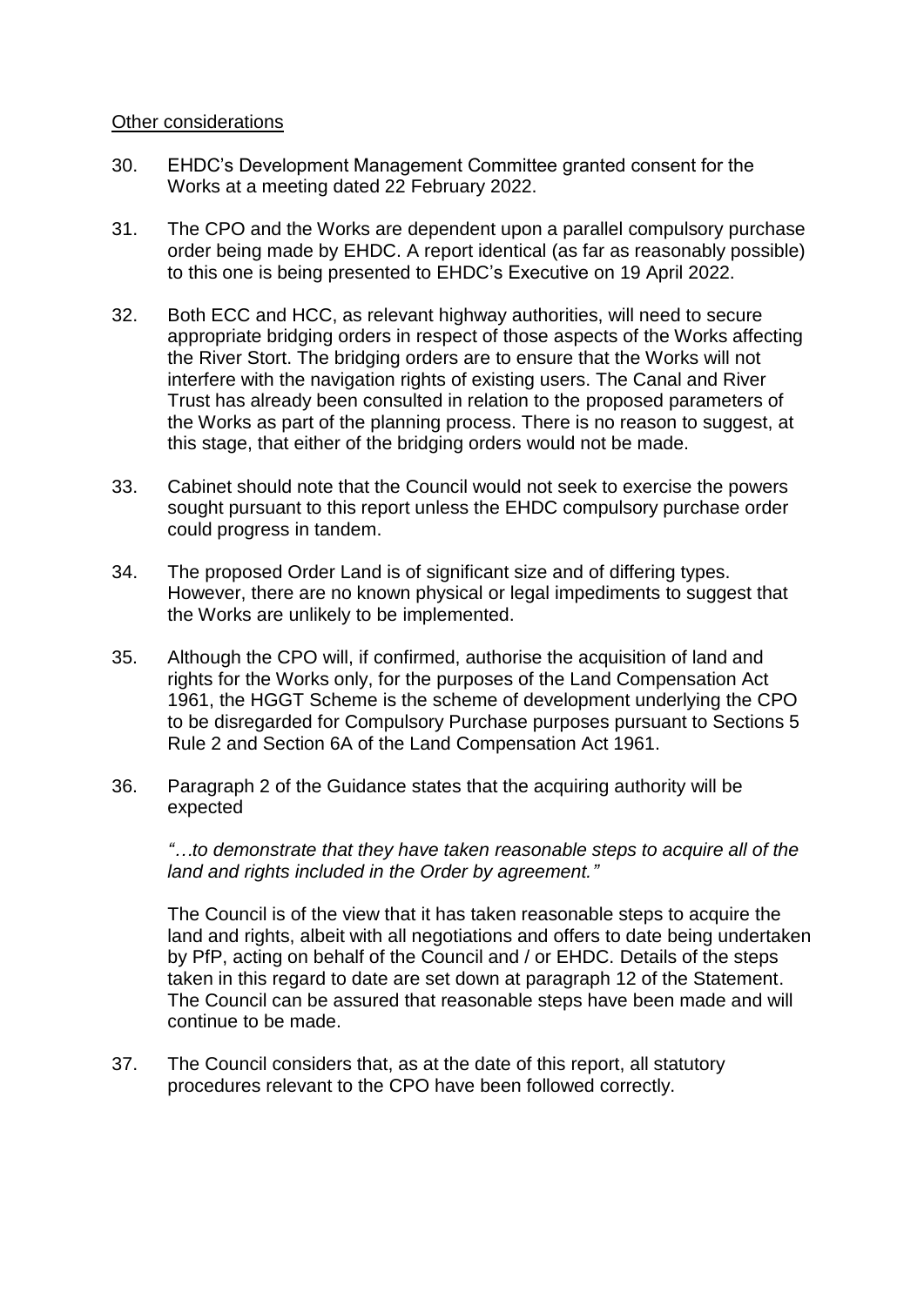<u>Other considerations</u>

30. EHDC's Development Management Committee granted consent for the Works at a meeting dated 22 February 2022.

31. The CPO and the Works are dependent upon a parallel compulsory purchase order being made by EHDC. A report identical (as far as reasonably possible) to this one is being presented to EHDC's Executive on 19 April 2022.

32. Both ECC and HCC, as relevant highway authorities, will need to secure appropriate bridging orders in respect of those aspects of the Works affecting the River Stort. The bridging orders are to ensure that the Works will not interfere with the navigation rights of existing users. The Canal and River Trust has already been consulted in relation to the proposed parameters of the Works as part of the planning process. There is no reason to suggest, at this stage, that either of the bridging orders would not be made.

33. Cabinet should note that the Council would not seek to exercise the powers sought pursuant to this report unless the EHDC compulsory purchase order could progress in tandem.

34. The proposed Order Land is of significant size and of differing types. However, there are no known physical or legal impediments to suggest that the Works are unlikely to be implemented.

35. Although the CPO will, if confirmed, authorise the acquisition of land and rights for the Works only, for the purposes of the Land Compensation Act 1961, the HGGT Scheme is the scheme of development underlying the CPO to be disregarded for Compulsory Purchase purposes pursuant to Sections 5 Rule 2 and Section 6A of the Land Compensation Act 1961.

36. Paragraph 2 of the Guidance states that the acquiring authority will be expected

    *"…to demonstrate that they have taken reasonable steps to acquire all of the land and rights included in the Order by agreement."*

    The Council is of the view that it has taken reasonable steps to acquire the land and rights, albeit with all negotiations and offers to date being undertaken by PfP, acting on behalf of the Council and / or EHDC. Details of the steps taken in this regard to date are set down at paragraph 12 of the Statement. The Council can be assured that reasonable steps have been made and will continue to be made.

37. The Council considers that, as at the date of this report, all statutory procedures relevant to the CPO have been followed correctly.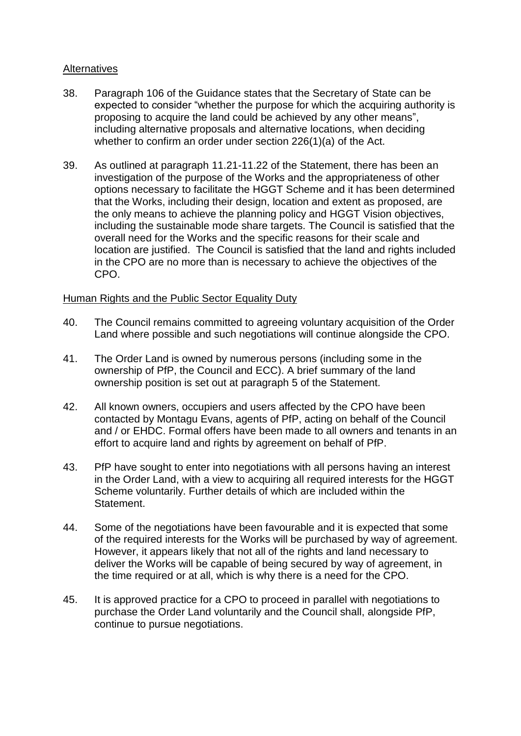## Alternatives

38. Paragraph 106 of the Guidance states that the Secretary of State can be expected to consider "whether the purpose for which the acquiring authority is proposing to acquire the land could be achieved by any other means", including alternative proposals and alternative locations, when deciding whether to confirm an order under section 226(1)(a) of the Act.

39. As outlined at paragraph 11.21-11.22 of the Statement, there has been an investigation of the purpose of the Works and the appropriateness of other options necessary to facilitate the HGGT Scheme and it has been determined that the Works, including their design, location and extent as proposed, are the only means to achieve the planning policy and HGGT Vision objectives, including the sustainable mode share targets. The Council is satisfied that the overall need for the Works and the specific reasons for their scale and location are justified. The Council is satisfied that the land and rights included in the CPO are no more than is necessary to achieve the objectives of the CPO.

## Human Rights and the Public Sector Equality Duty

40. The Council remains committed to agreeing voluntary acquisition of the Order Land where possible and such negotiations will continue alongside the CPO.

41. The Order Land is owned by numerous persons (including some in the ownership of PfP, the Council and ECC). A brief summary of the land ownership position is set out at paragraph 5 of the Statement.

42. All known owners, occupiers and users affected by the CPO have been contacted by Montagu Evans, agents of PfP, acting on behalf of the Council and / or EHDC. Formal offers have been made to all owners and tenants in an effort to acquire land and rights by agreement on behalf of PfP.

43. PfP have sought to enter into negotiations with all persons having an interest in the Order Land, with a view to acquiring all required interests for the HGGT Scheme voluntarily. Further details of which are included within the Statement.

44. Some of the negotiations have been favourable and it is expected that some of the required interests for the Works will be purchased by way of agreement. However, it appears likely that not all of the rights and land necessary to deliver the Works will be capable of being secured by way of agreement, in the time required or at all, which is why there is a need for the CPO.

45. It is approved practice for a CPO to proceed in parallel with negotiations to purchase the Order Land voluntarily and the Council shall, alongside PfP, continue to pursue negotiations.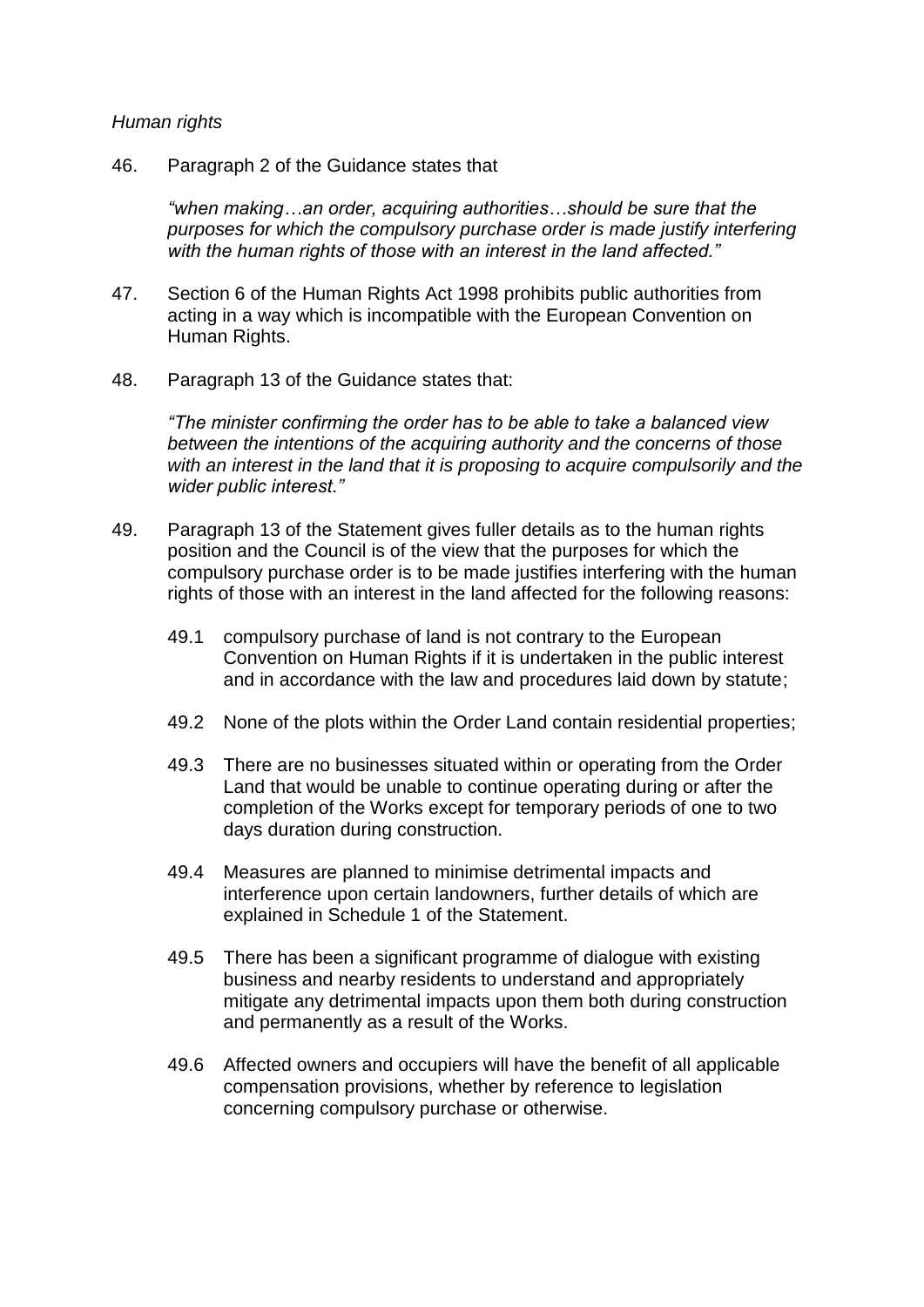*Human rights*

46. Paragraph 2 of the Guidance states that

> *"when making…an order, acquiring authorities…should be sure that the purposes for which the compulsory purchase order is made justify interfering with the human rights of those with an interest in the land affected."*

47. Section 6 of the Human Rights Act 1998 prohibits public authorities from acting in a way which is incompatible with the European Convention on Human Rights.

48. Paragraph 13 of the Guidance states that:

> *"The minister confirming the order has to be able to take a balanced view between the intentions of the acquiring authority and the concerns of those with an interest in the land that it is proposing to acquire compulsorily and the wider public interest."*

49. Paragraph 13 of the Statement gives fuller details as to the human rights position and the Council is of the view that the purposes for which the compulsory purchase order is to be made justifies interfering with the human rights of those with an interest in the land affected for the following reasons:

    49.1 compulsory purchase of land is not contrary to the European Convention on Human Rights if it is undertaken in the public interest and in accordance with the law and procedures laid down by statute;

    49.2 None of the plots within the Order Land contain residential properties;

    49.3 There are no businesses situated within or operating from the Order Land that would be unable to continue operating during or after the completion of the Works except for temporary periods of one to two days duration during construction.

    49.4 Measures are planned to minimise detrimental impacts and interference upon certain landowners, further details of which are explained in Schedule 1 of the Statement.

    49.5 There has been a significant programme of dialogue with existing business and nearby residents to understand and appropriately mitigate any detrimental impacts upon them both during construction and permanently as a result of the Works.

    49.6 Affected owners and occupiers will have the benefit of all applicable compensation provisions, whether by reference to legislation concerning compulsory purchase or otherwise.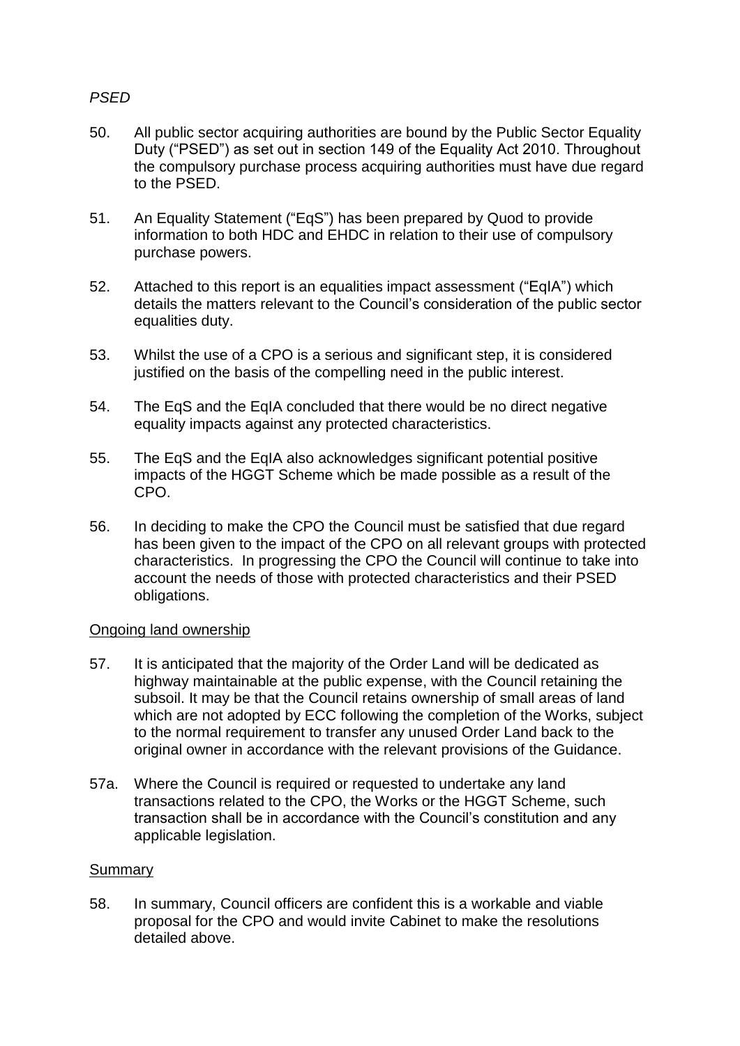*PSED*

50. All public sector acquiring authorities are bound by the Public Sector Equality Duty ("PSED") as set out in section 149 of the Equality Act 2010. Throughout the compulsory purchase process acquiring authorities must have due regard to the PSED.

51. An Equality Statement ("EqS") has been prepared by Quod to provide information to both HDC and EHDC in relation to their use of compulsory purchase powers.

52. Attached to this report is an equalities impact assessment ("EqIA") which details the matters relevant to the Council's consideration of the public sector equalities duty.

53. Whilst the use of a CPO is a serious and significant step, it is considered justified on the basis of the compelling need in the public interest.

54. The EqS and the EqIA concluded that there would be no direct negative equality impacts against any protected characteristics.

55. The EqS and the EqIA also acknowledges significant potential positive impacts of the HGGT Scheme which be made possible as a result of the CPO.

56. In deciding to make the CPO the Council must be satisfied that due regard has been given to the impact of the CPO on all relevant groups with protected characteristics. In progressing the CPO the Council will continue to take into account the needs of those with protected characteristics and their PSED obligations.

<u>Ongoing land ownership</u>

57. It is anticipated that the majority of the Order Land will be dedicated as highway maintainable at the public expense, with the Council retaining the subsoil. It may be that the Council retains ownership of small areas of land which are not adopted by ECC following the completion of the Works, subject to the normal requirement to transfer any unused Order Land back to the original owner in accordance with the relevant provisions of the Guidance.

57a. Where the Council is required or requested to undertake any land transactions related to the CPO, the Works or the HGGT Scheme, such transaction shall be in accordance with the Council's constitution and any applicable legislation.

<u>Summary</u>

58. In summary, Council officers are confident this is a workable and viable proposal for the CPO and would invite Cabinet to make the resolutions detailed above.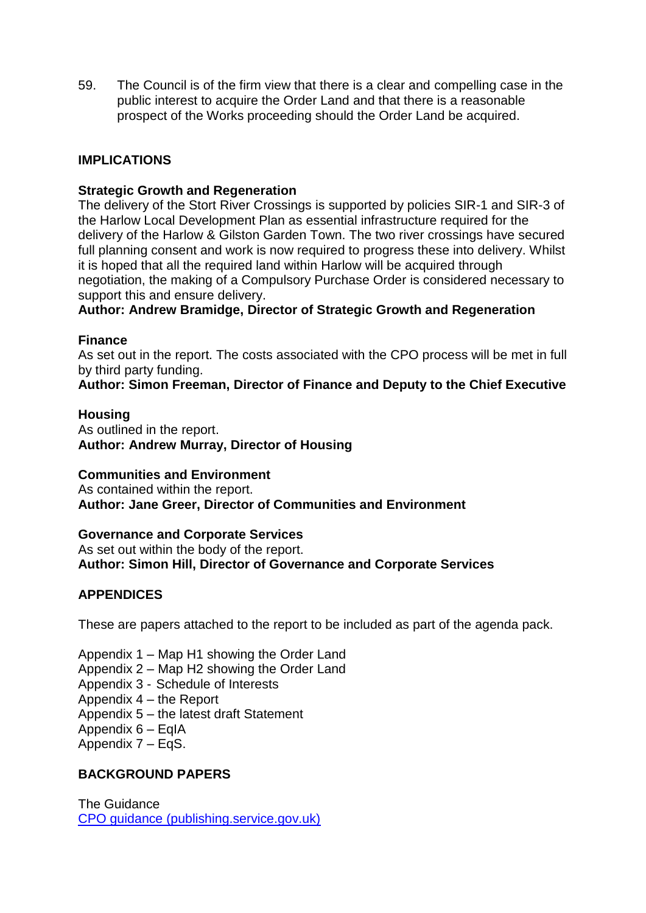59. The Council is of the firm view that there is a clear and compelling case in the public interest to acquire the Order Land and that there is a reasonable prospect of the Works proceeding should the Order Land be acquired.

## IMPLICATIONS

**Strategic Growth and Regeneration**
The delivery of the Stort River Crossings is supported by policies SIR-1 and SIR-3 of the Harlow Local Development Plan as essential infrastructure required for the delivery of the Harlow & Gilston Garden Town. The two river crossings have secured full planning consent and work is now required to progress these into delivery. Whilst it is hoped that all the required land within Harlow will be acquired through negotiation, the making of a Compulsory Purchase Order is considered necessary to support this and ensure delivery.
**Author: Andrew Bramidge, Director of Strategic Growth and Regeneration**

**Finance**
As set out in the report. The costs associated with the CPO process will be met in full by third party funding.
**Author: Simon Freeman, Director of Finance and Deputy to the Chief Executive**

**Housing**
As outlined in the report.
**Author: Andrew Murray, Director of Housing**

**Communities and Environment**
As contained within the report.
**Author: Jane Greer, Director of Communities and Environment**

**Governance and Corporate Services**
As set out within the body of the report.
**Author: Simon Hill, Director of Governance and Corporate Services**

## APPENDICES

These are papers attached to the report to be included as part of the agenda pack.

Appendix 1 – Map H1 showing the Order Land
Appendix 2 – Map H2 showing the Order Land
Appendix 3 - Schedule of Interests
Appendix 4 – the Report
Appendix 5 – the latest draft Statement
Appendix 6 – EqIA
Appendix 7 – EqS.

## BACKGROUND PAPERS

The Guidance
CPO guidance (publishing.service.gov.uk)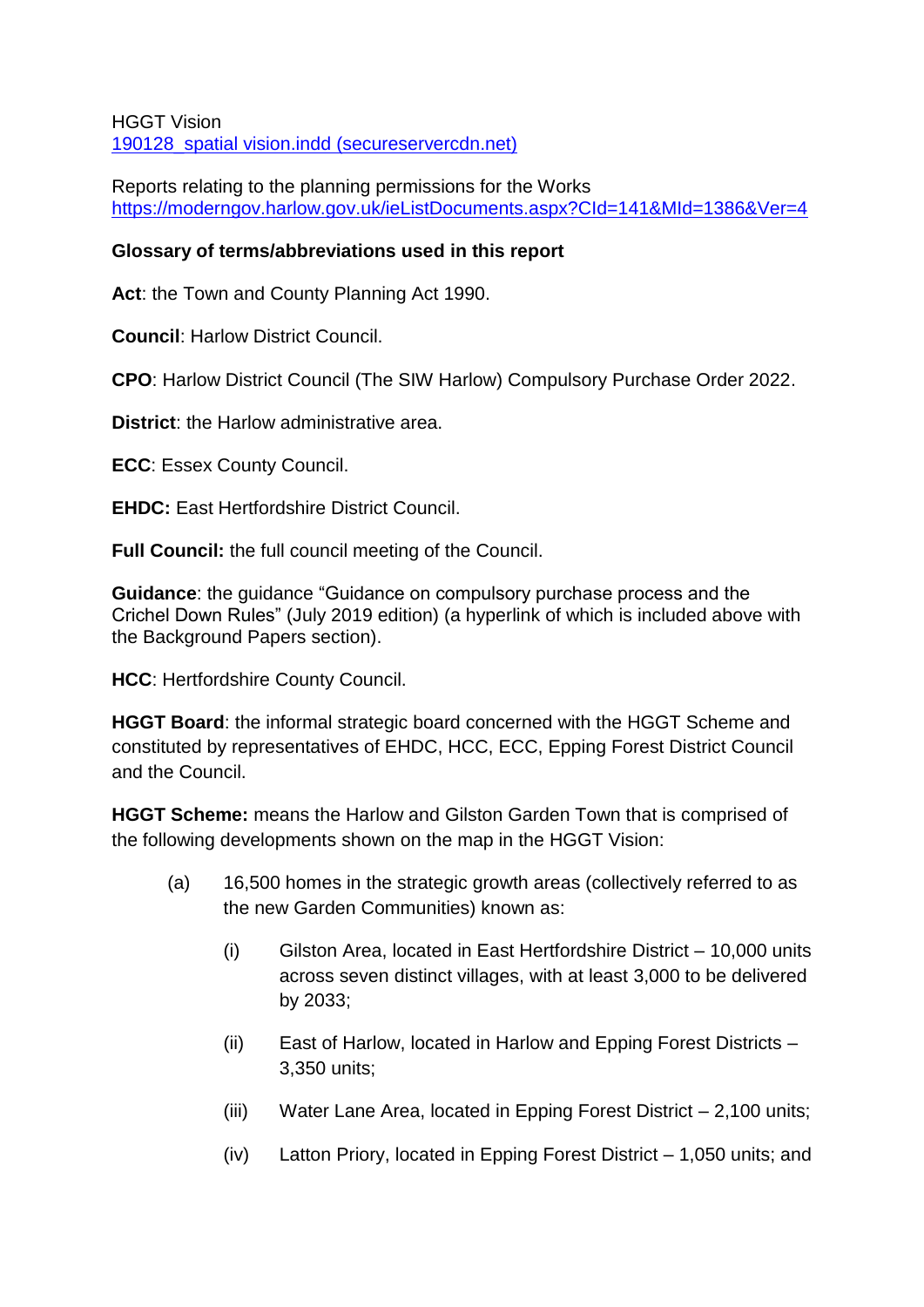HGGT Vision
[190128_spatial vision.indd (secureservercdn.net)]

Reports relating to the planning permissions for the Works
https://moderngov.harlow.gov.uk/ieListDocuments.aspx?CId=141&MId=1386&Ver=4

**Glossary of terms/abbreviations used in this report**

**Act**: the Town and County Planning Act 1990.

**Council**: Harlow District Council.

**CPO**: Harlow District Council (The SIW Harlow) Compulsory Purchase Order 2022.

**District**: the Harlow administrative area.

**ECC**: Essex County Council.

**EHDC:** East Hertfordshire District Council.

**Full Council:** the full council meeting of the Council.

**Guidance**: the guidance "Guidance on compulsory purchase process and the Crichel Down Rules" (July 2019 edition) (a hyperlink of which is included above with the Background Papers section).

**HCC**: Hertfordshire County Council.

**HGGT Board**: the informal strategic board concerned with the HGGT Scheme and constituted by representatives of EHDC, HCC, ECC, Epping Forest District Council and the Council.

**HGGT Scheme:** means the Harlow and Gilston Garden Town that is comprised of the following developments shown on the map in the HGGT Vision:

(a) 16,500 homes in the strategic growth areas (collectively referred to as the new Garden Communities) known as:

   (i) Gilston Area, located in East Hertfordshire District – 10,000 units across seven distinct villages, with at least 3,000 to be delivered by 2033;

   (ii) East of Harlow, located in Harlow and Epping Forest Districts – 3,350 units;

   (iii) Water Lane Area, located in Epping Forest District – 2,100 units;

   (iv) Latton Priory, located in Epping Forest District – 1,050 units; and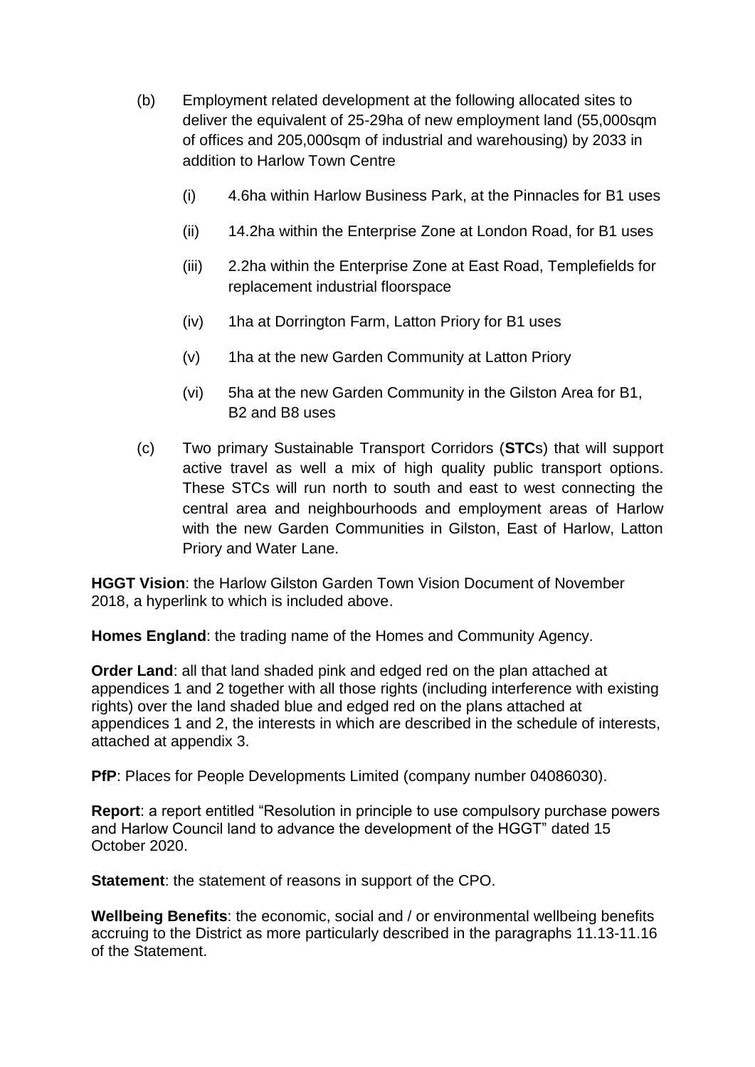(b) Employment related development at the following allocated sites to deliver the equivalent of 25-29ha of new employment land (55,000sqm of offices and 205,000sqm of industrial and warehousing) by 2033 in addition to Harlow Town Centre

   (i) 4.6ha within Harlow Business Park, at the Pinnacles for B1 uses

   (ii) 14.2ha within the Enterprise Zone at London Road, for B1 uses

   (iii) 2.2ha within the Enterprise Zone at East Road, Templefields for replacement industrial floorspace

   (iv) 1ha at Dorrington Farm, Latton Priory for B1 uses

   (v) 1ha at the new Garden Community at Latton Priory

   (vi) 5ha at the new Garden Community in the Gilston Area for B1, B2 and B8 uses

(c) Two primary Sustainable Transport Corridors (**STC**s) that will support active travel as well a mix of high quality public transport options. These STCs will run north to south and east to west connecting the central area and neighbourhoods and employment areas of Harlow with the new Garden Communities in Gilston, East of Harlow, Latton Priory and Water Lane.

**HGGT Vision**: the Harlow Gilston Garden Town Vision Document of November 2018, a hyperlink to which is included above.

**Homes England**: the trading name of the Homes and Community Agency.

**Order Land**: all that land shaded pink and edged red on the plan attached at appendices 1 and 2 together with all those rights (including interference with existing rights) over the land shaded blue and edged red on the plans attached at appendices 1 and 2, the interests in which are described in the schedule of interests, attached at appendix 3.

**PfP**: Places for People Developments Limited (company number 04086030).

**Report**: a report entitled "Resolution in principle to use compulsory purchase powers and Harlow Council land to advance the development of the HGGT" dated 15 October 2020.

**Statement**: the statement of reasons in support of the CPO.

**Wellbeing Benefits**: the economic, social and / or environmental wellbeing benefits accruing to the District as more particularly described in the paragraphs 11.13-11.16 of the Statement.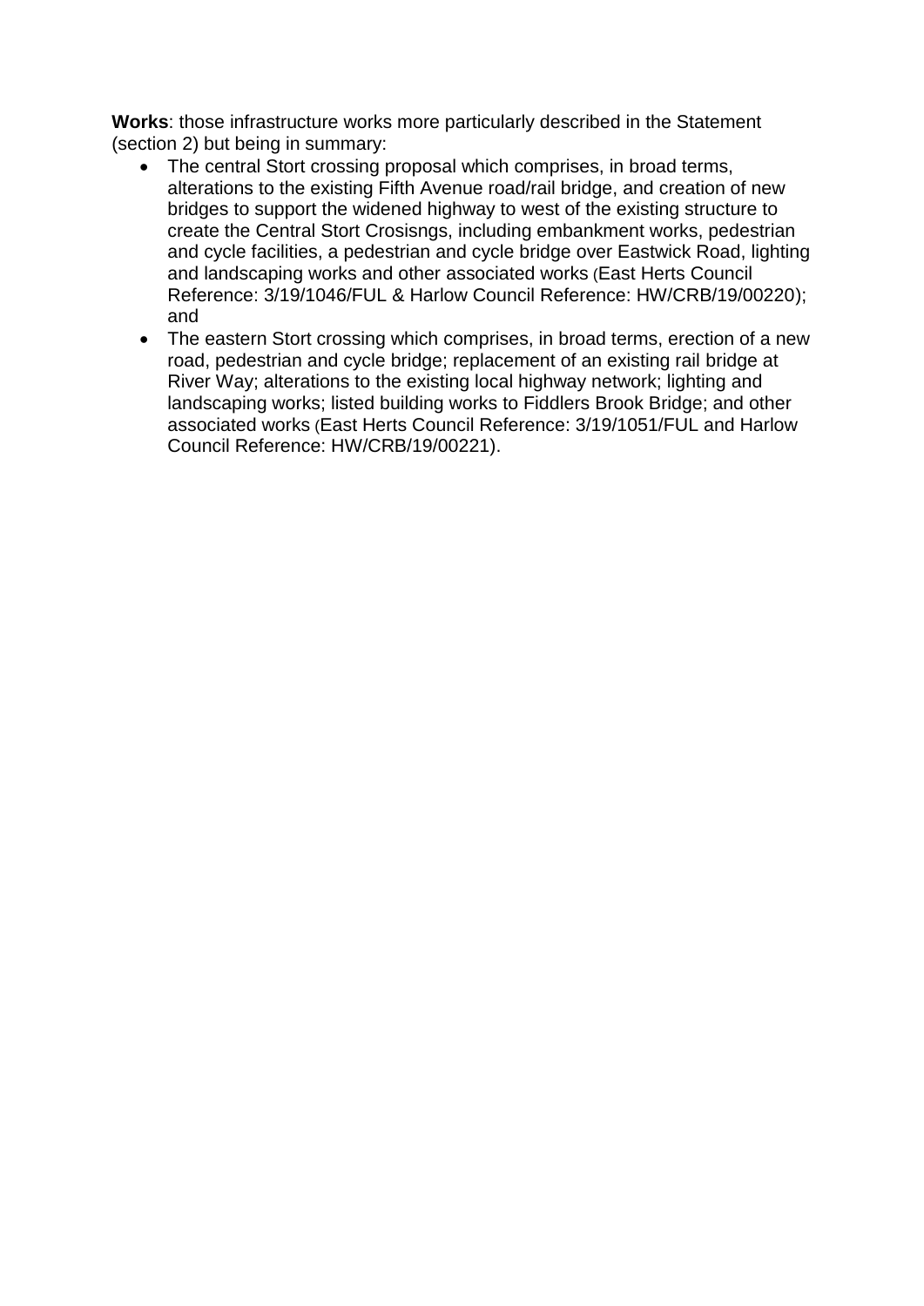**Works**: those infrastructure works more particularly described in the Statement (section 2) but being in summary:

- The central Stort crossing proposal which comprises, in broad terms, alterations to the existing Fifth Avenue road/rail bridge, and creation of new bridges to support the widened highway to west of the existing structure to create the Central Stort Crosisngs, including embankment works, pedestrian and cycle facilities, a pedestrian and cycle bridge over Eastwick Road, lighting and landscaping works and other associated works (East Herts Council Reference: 3/19/1046/FUL & Harlow Council Reference: HW/CRB/19/00220); and
- The eastern Stort crossing which comprises, in broad terms, erection of a new road, pedestrian and cycle bridge; replacement of an existing rail bridge at River Way; alterations to the existing local highway network; lighting and landscaping works; listed building works to Fiddlers Brook Bridge; and other associated works (East Herts Council Reference: 3/19/1051/FUL and Harlow Council Reference: HW/CRB/19/00221).